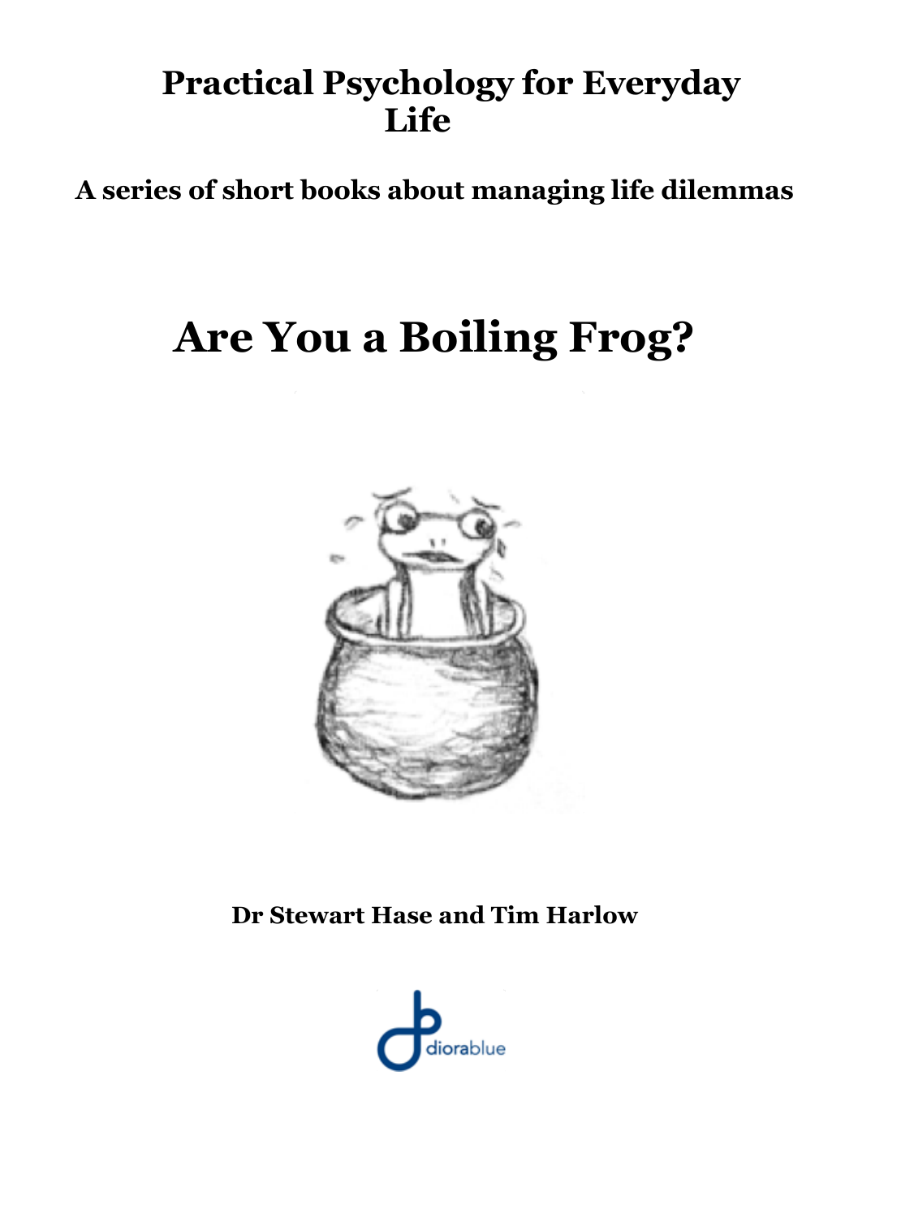# Practical Psychology for Everyday Life

**A series of short books about managing life dilemmas**

# Are You a Boiling Frog?

**Dr Stewart Hase and Tim Harlow**

diorablue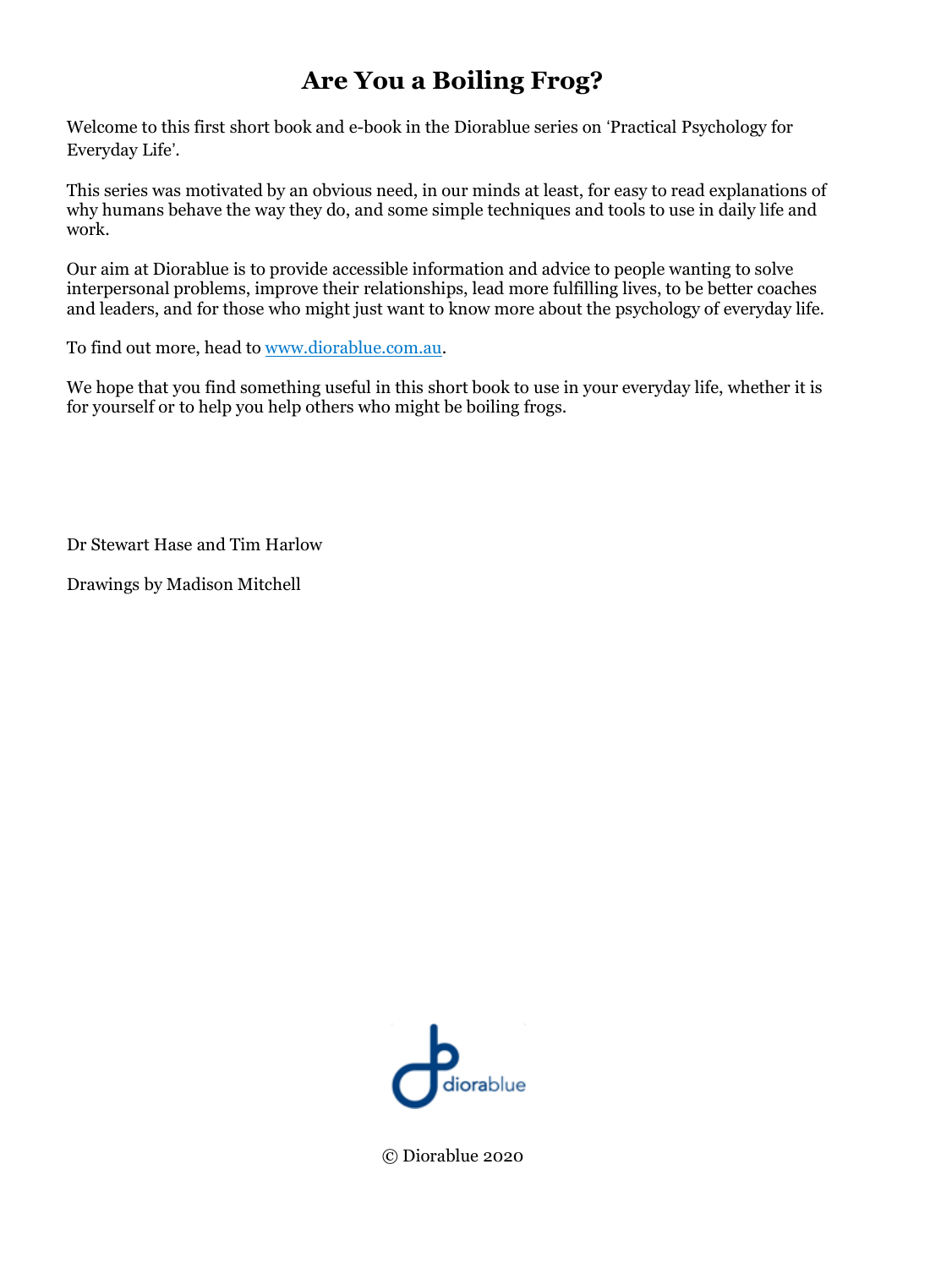# Are You a Boiling Frog?

Welcome to this first short book and e-book in the Diorablue series on 'Practical Psychology for Everyday Life'.

This series was motivated by an obvious need, in our minds at least, for easy to read explanations of why humans behave the way they do, and some simple techniques and tools to use in daily life and work.

Our aim at Diorablue is to provide accessible information and advice to people wanting to solve interpersonal problems, improve their relationships, lead more fulfilling lives, to be better coaches and leaders, and for those who might just want to know more about the psychology of everyday life.

To find out more, head to [www.diorablue.com.au](http://www.diorablue.com.au).

We hope that you find something useful in this short book to use in your everyday life, whether it is for yourself or to help you help others who might be boiling frogs.

Dr Stewart Hase and Tim Harlow

Drawings by Madison Mitchell

diorablue

© Diorablue 2020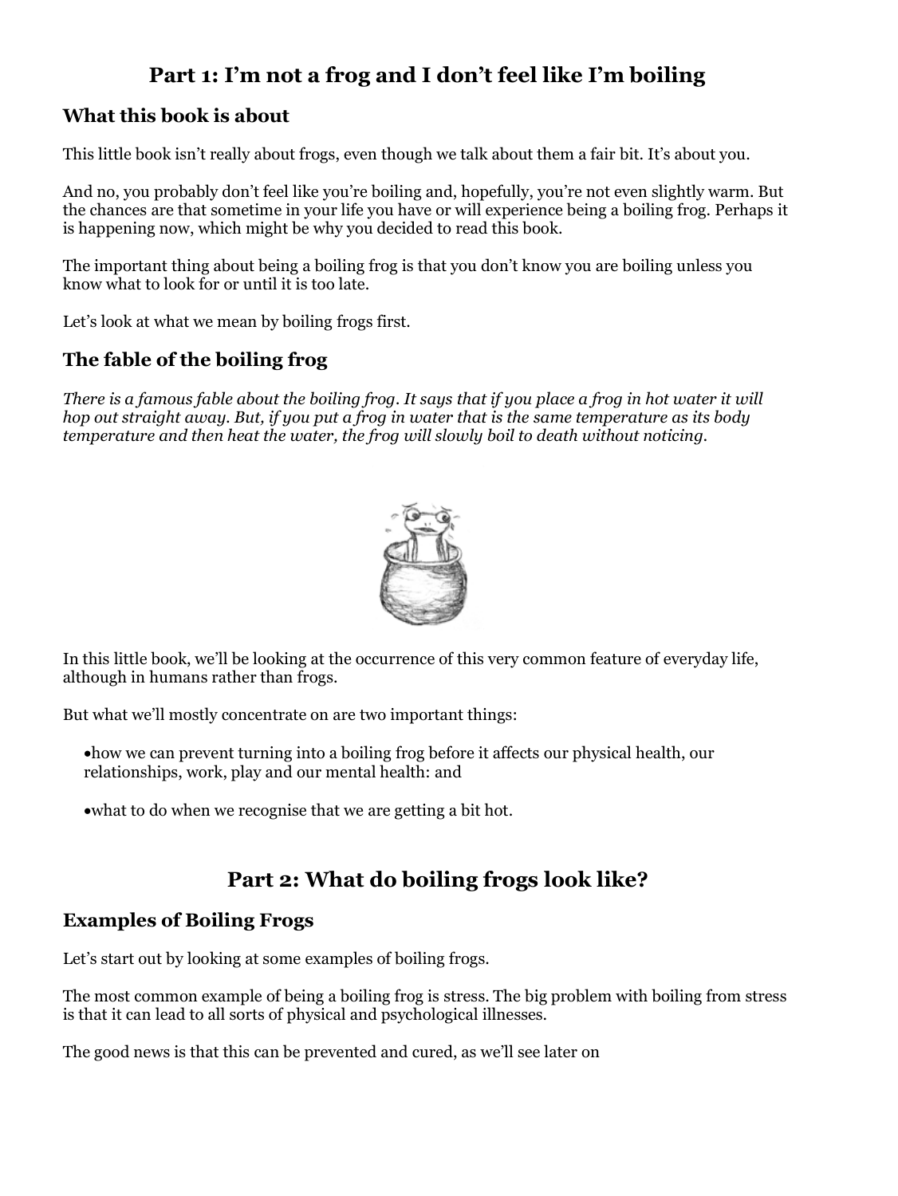## Part 1: I'm not a frog and I don't feel like I'm boiling

### What this book is about

This little book isn't really about frogs, even though we talk about them a fair bit. It's about you.

And no, you probably don't feel like you're boiling and, hopefully, you're not even slightly warm. But the chances are that sometime in your life you have or will experience being a boiling frog. Perhaps it is happening now, which might be why you decided to read this book.

The important thing about being a boiling frog is that you don't know you are boiling unless you know what to look for or until it is too late.

Let's look at what we mean by boiling frogs first.

### The fable of the boiling frog

*There is a famous fable about the boiling frog. It says that if you place a frog in hot water it will hop out straight away. But, if you put a frog in water that is the same temperature as its body temperature and then heat the water, the frog will slowly boil to death without noticing.*

In this little book, we'll be looking at the occurrence of this very common feature of everyday life, although in humans rather than frogs.

But what we'll mostly concentrate on are two important things:

- how we can prevent turning into a boiling frog before it affects our physical health, our relationships, work, play and our mental health: and
- what to do when we recognise that we are getting a bit hot.

## Part 2: What do boiling frogs look like?

### Examples of Boiling Frogs

Let's start out by looking at some examples of boiling frogs.

The most common example of being a boiling frog is stress. The big problem with boiling from stress is that it can lead to all sorts of physical and psychological illnesses.

The good news is that this can be prevented and cured, as we'll see later on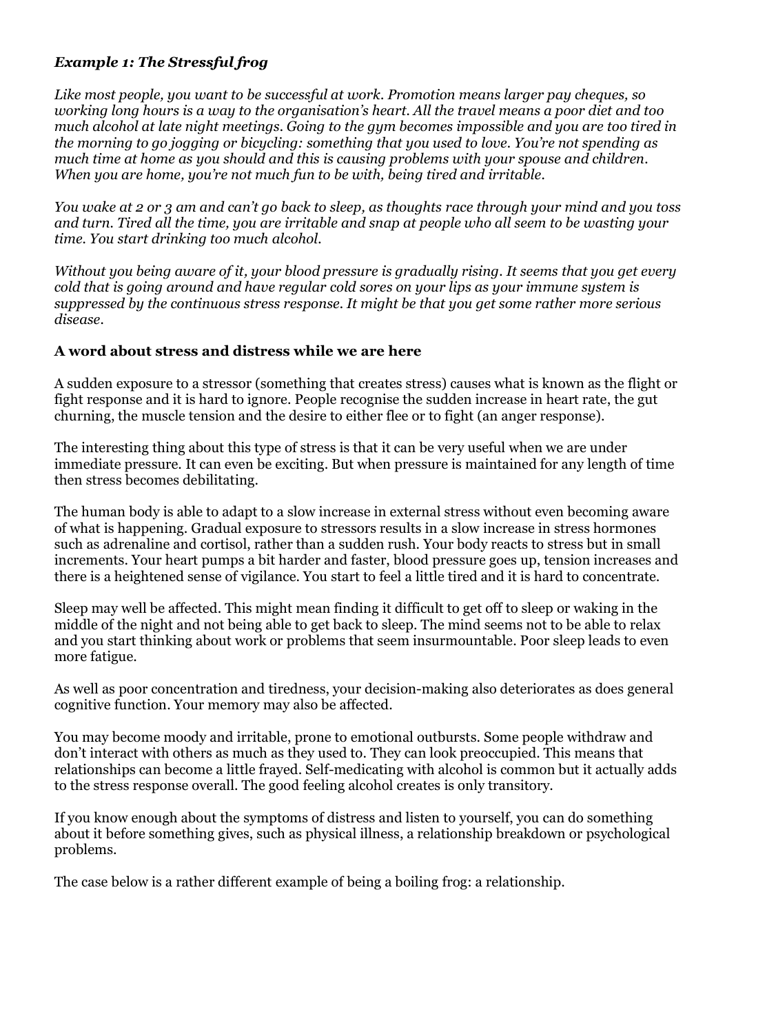### *Example 1: The Stressful frog*

*Like most people, you want to be successful at work. Promotion means larger pay cheques, so working long hours is a way to the organisation's heart. All the travel means a poor diet and too much alcohol at late night meetings. Going to the gym becomes impossible and you are too tired in the morning to go jogging or bicycling: something that you used to love. You're not spending as much time at home as you should and this is causing problems with your spouse and children. When you are home, you're not much fun to be with, being tired and irritable.*

*You wake at 2 or 3 am and can't go back to sleep, as thoughts race through your mind and you toss and turn. Tired all the time, you are irritable and snap at people who all seem to be wasting your time. You start drinking too much alcohol.*

*Without you being aware of it, your blood pressure is gradually rising. It seems that you get every cold that is going around and have regular cold sores on your lips as your immune system is suppressed by the continuous stress response. It might be that you get some rather more serious disease.*

**A word about stress and distress while we are here**

A sudden exposure to a stressor (something that creates stress) causes what is known as the flight or fight response and it is hard to ignore. People recognise the sudden increase in heart rate, the gut churning, the muscle tension and the desire to either flee or to fight (an anger response).

The interesting thing about this type of stress is that it can be very useful when we are under immediate pressure. It can even be exciting. But when pressure is maintained for any length of time then stress becomes debilitating.

The human body is able to adapt to a slow increase in external stress without even becoming aware of what is happening. Gradual exposure to stressors results in a slow increase in stress hormones such as adrenaline and cortisol, rather than a sudden rush. Your body reacts to stress but in small increments. Your heart pumps a bit harder and faster, blood pressure goes up, tension increases and there is a heightened sense of vigilance. You start to feel a little tired and it is hard to concentrate.

Sleep may well be affected. This might mean finding it difficult to get off to sleep or waking in the middle of the night and not being able to get back to sleep. The mind seems not to be able to relax and you start thinking about work or problems that seem insurmountable. Poor sleep leads to even more fatigue.

As well as poor concentration and tiredness, your decision-making also deteriorates as does general cognitive function. Your memory may also be affected.

You may become moody and irritable, prone to emotional outbursts. Some people withdraw and don't interact with others as much as they used to. They can look preoccupied. This means that relationships can become a little frayed. Self-medicating with alcohol is common but it actually adds to the stress response overall. The good feeling alcohol creates is only transitory.

If you know enough about the symptoms of distress and listen to yourself, you can do something about it before something gives, such as physical illness, a relationship breakdown or psychological problems.

The case below is a rather different example of being a boiling frog: a relationship.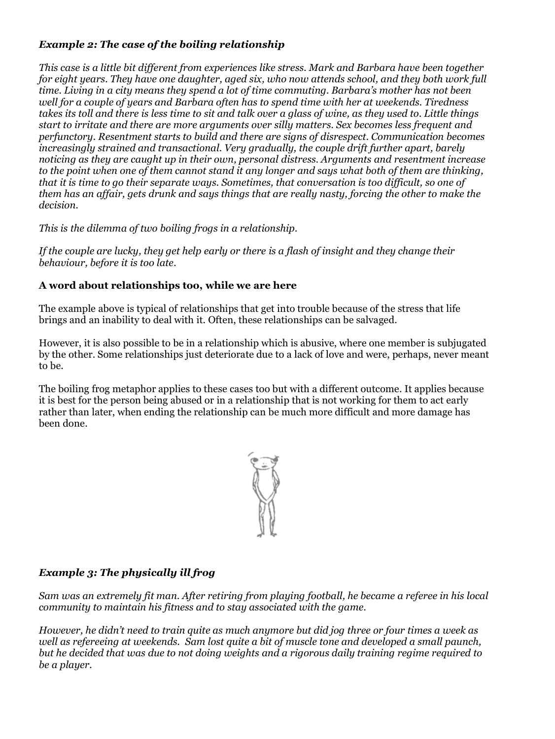### *Example 2: The case of the boiling relationship*

*This case is a little bit different from experiences like stress. Mark and Barbara have been together for eight years. They have one daughter, aged six, who now attends school, and they both work full time. Living in a city means they spend a lot of time commuting. Barbara's mother has not been well for a couple of years and Barbara often has to spend time with her at weekends. Tiredness takes its toll and there is less time to sit and talk over a glass of wine, as they used to. Little things start to irritate and there are more arguments over silly matters. Sex becomes less frequent and perfunctory. Resentment starts to build and there are signs of disrespect. Communication becomes increasingly strained and transactional. Very gradually, the couple drift further apart, barely noticing as they are caught up in their own, personal distress. Arguments and resentment increase to the point when one of them cannot stand it any longer and says what both of them are thinking, that it is time to go their separate ways. Sometimes, that conversation is too difficult, so one of them has an affair, gets drunk and says things that are really nasty, forcing the other to make the decision.*

*This is the dilemma of two boiling frogs in a relationship.*

*If the couple are lucky, they get help early or there is a flash of insight and they change their behaviour, before it is too late.*

### A word about relationships too, while we are here

The example above is typical of relationships that get into trouble because of the stress that life brings and an inability to deal with it. Often, these relationships can be salvaged.

However, it is also possible to be in a relationship which is abusive, where one member is subjugated by the other. Some relationships just deteriorate due to a lack of love and were, perhaps, never meant to be.

The boiling frog metaphor applies to these cases too but with a different outcome. It applies because it is best for the person being abused or in a relationship that is not working for them to act early rather than later, when ending the relationship can be much more difficult and more damage has been done.

### *Example 3: The physically ill frog*

*Sam was an extremely fit man. After retiring from playing football, he became a referee in his local community to maintain his fitness and to stay associated with the game.*

*However, he didn't need to train quite as much anymore but did jog three or four times a week as well as refereeing at weekends. Sam lost quite a bit of muscle tone and developed a small paunch, but he decided that was due to not doing weights and a rigorous daily training regime required to be a player.*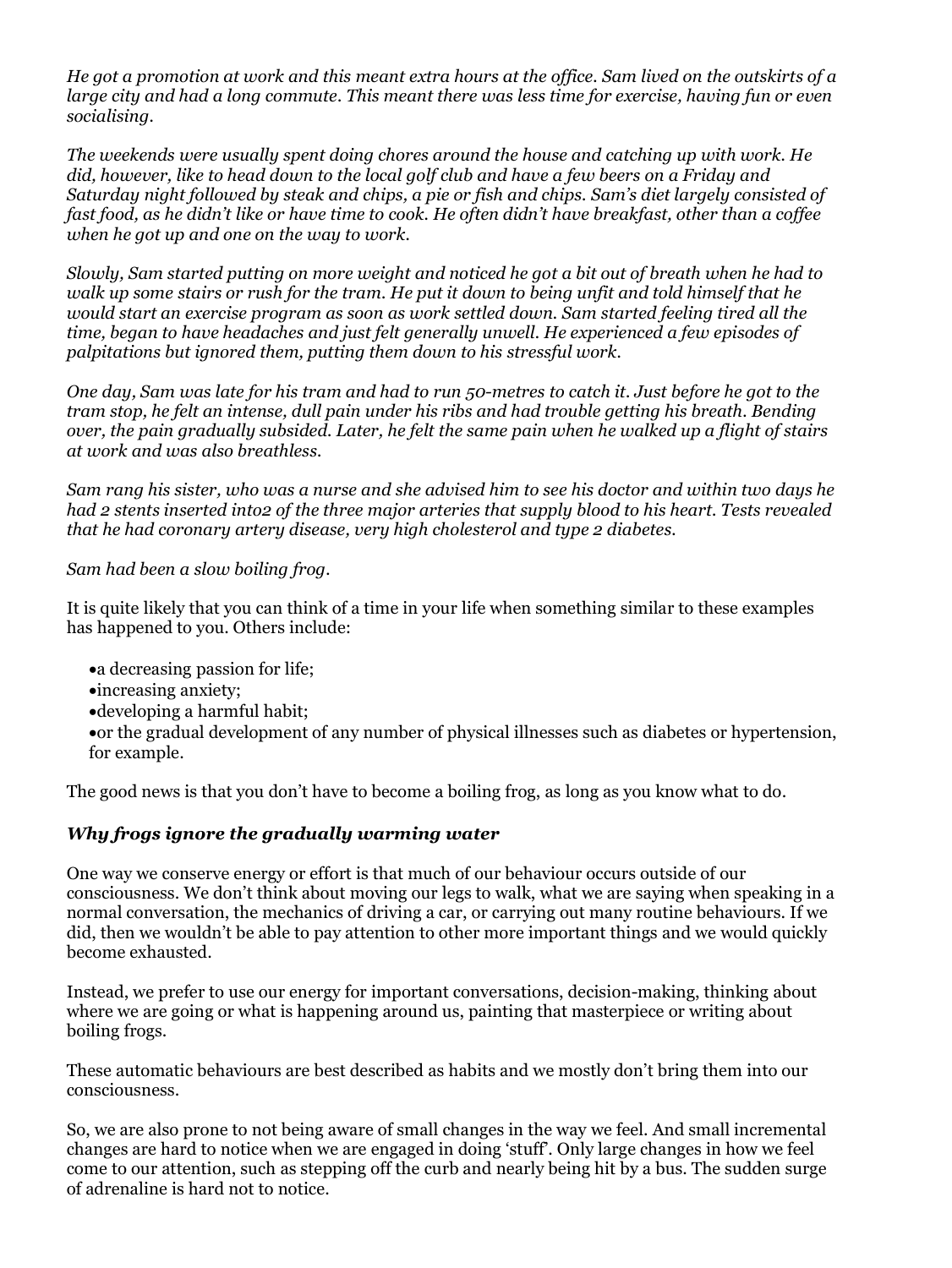*He got a promotion at work and this meant extra hours at the office. Sam lived on the outskirts of a large city and had a long commute. This meant there was less time for exercise, having fun or even socialising.*

*The weekends were usually spent doing chores around the house and catching up with work. He did, however, like to head down to the local golf club and have a few beers on a Friday and Saturday night followed by steak and chips, a pie or fish and chips. Sam's diet largely consisted of fast food, as he didn't like or have time to cook. He often didn't have breakfast, other than a coffee when he got up and one on the way to work.*

*Slowly, Sam started putting on more weight and noticed he got a bit out of breath when he had to walk up some stairs or rush for the tram. He put it down to being unfit and told himself that he would start an exercise program as soon as work settled down. Sam started feeling tired all the time, began to have headaches and just felt generally unwell. He experienced a few episodes of palpitations but ignored them, putting them down to his stressful work.*

*One day, Sam was late for his tram and had to run 50-metres to catch it. Just before he got to the tram stop, he felt an intense, dull pain under his ribs and had trouble getting his breath. Bending over, the pain gradually subsided. Later, he felt the same pain when he walked up a flight of stairs at work and was also breathless.*

*Sam rang his sister, who was a nurse and she advised him to see his doctor and within two days he had 2 stents inserted into2 of the three major arteries that supply blood to his heart. Tests revealed that he had coronary artery disease, very high cholesterol and type 2 diabetes.*

*Sam had been a slow boiling frog.*

It is quite likely that you can think of a time in your life when something similar to these examples has happened to you. Others include:

- a decreasing passion for life;
- increasing anxiety;
- developing a harmful habit;
- or the gradual development of any number of physical illnesses such as diabetes or hypertension, for example.

The good news is that you don't have to become a boiling frog, as long as you know what to do.

### *Why frogs ignore the gradually warming water*

One way we conserve energy or effort is that much of our behaviour occurs outside of our consciousness. We don't think about moving our legs to walk, what we are saying when speaking in a normal conversation, the mechanics of driving a car, or carrying out many routine behaviours. If we did, then we wouldn't be able to pay attention to other more important things and we would quickly become exhausted.

Instead, we prefer to use our energy for important conversations, decision-making, thinking about where we are going or what is happening around us, painting that masterpiece or writing about boiling frogs.

These automatic behaviours are best described as habits and we mostly don't bring them into our consciousness.

So, we are also prone to not being aware of small changes in the way we feel. And small incremental changes are hard to notice when we are engaged in doing 'stuff'. Only large changes in how we feel come to our attention, such as stepping off the curb and nearly being hit by a bus. The sudden surge of adrenaline is hard not to notice.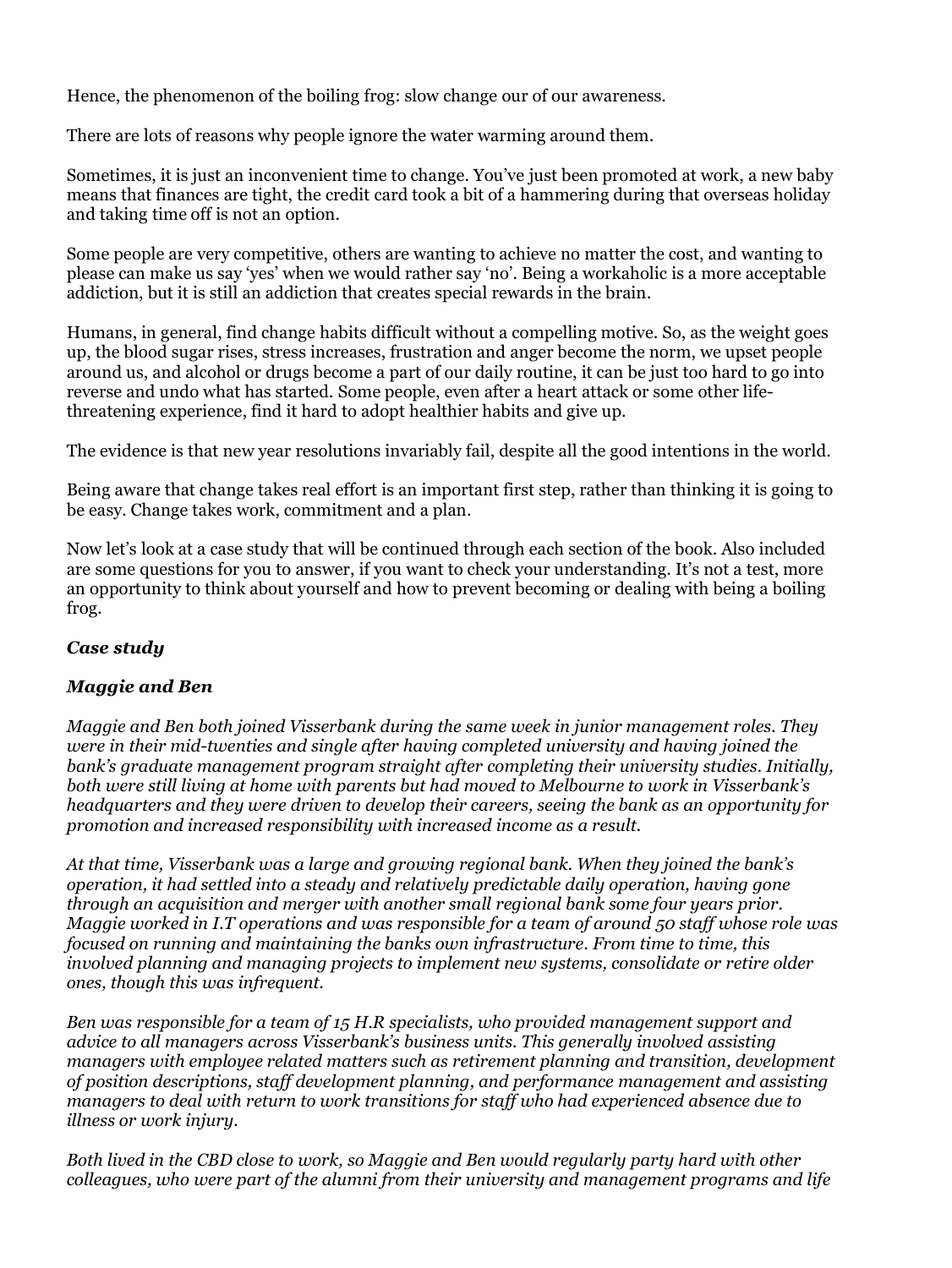Hence, the phenomenon of the boiling frog: slow change our of our awareness.

There are lots of reasons why people ignore the water warming around them.

Sometimes, it is just an inconvenient time to change. You've just been promoted at work, a new baby means that finances are tight, the credit card took a bit of a hammering during that overseas holiday and taking time off is not an option.

Some people are very competitive, others are wanting to achieve no matter the cost, and wanting to please can make us say 'yes' when we would rather say 'no'. Being a workaholic is a more acceptable addiction, but it is still an addiction that creates special rewards in the brain.

Humans, in general, find change habits difficult without a compelling motive. So, as the weight goes up, the blood sugar rises, stress increases, frustration and anger become the norm, we upset people around us, and alcohol or drugs become a part of our daily routine, it can be just too hard to go into reverse and undo what has started. Some people, even after a heart attack or some other life-threatening experience, find it hard to adopt healthier habits and give up.

The evidence is that new year resolutions invariably fail, despite all the good intentions in the world.

Being aware that change takes real effort is an important first step, rather than thinking it is going to be easy. Change takes work, commitment and a plan.

Now let's look at a case study that will be continued through each section of the book. Also included are some questions for you to answer, if you want to check your understanding. It's not a test, more an opportunity to think about yourself and how to prevent becoming or dealing with being a boiling frog.

***Case study***

***Maggie and Ben***

*Maggie and Ben both joined Visserbank during the same week in junior management roles. They were in their mid-twenties and single after having completed university and having joined the bank's graduate management program straight after completing their university studies. Initially, both were still living at home with parents but had moved to Melbourne to work in Visserbank's headquarters and they were driven to develop their careers, seeing the bank as an opportunity for promotion and increased responsibility with increased income as a result.*

*At that time, Visserbank was a large and growing regional bank. When they joined the bank's operation, it had settled into a steady and relatively predictable daily operation, having gone through an acquisition and merger with another small regional bank some four years prior. Maggie worked in I.T operations and was responsible for a team of around 50 staff whose role was focused on running and maintaining the banks own infrastructure. From time to time, this involved planning and managing projects to implement new systems, consolidate or retire older ones, though this was infrequent.*

*Ben was responsible for a team of 15 H.R specialists, who provided management support and advice to all managers across Visserbank's business units. This generally involved assisting managers with employee related matters such as retirement planning and transition, development of position descriptions, staff development planning, and performance management and assisting managers to deal with return to work transitions for staff who had experienced absence due to illness or work injury.*

*Both lived in the CBD close to work, so Maggie and Ben would regularly party hard with other colleagues, who were part of the alumni from their university and management programs and life*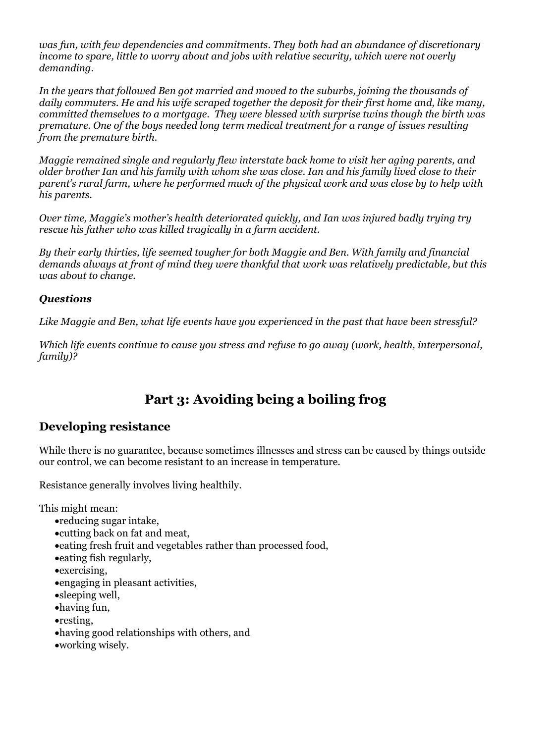*was fun, with few dependencies and commitments. They both had an abundance of discretionary income to spare, little to worry about and jobs with relative security, which were not overly demanding.*

*In the years that followed Ben got married and moved to the suburbs, joining the thousands of daily commuters. He and his wife scraped together the deposit for their first home and, like many, committed themselves to a mortgage. They were blessed with surprise twins though the birth was premature. One of the boys needed long term medical treatment for a range of issues resulting from the premature birth.*

*Maggie remained single and regularly flew interstate back home to visit her aging parents, and older brother Ian and his family with whom she was close. Ian and his family lived close to their parent's rural farm, where he performed much of the physical work and was close by to help with his parents.*

*Over time, Maggie's mother's health deteriorated quickly, and Ian was injured badly trying try rescue his father who was killed tragically in a farm accident.*

*By their early thirties, life seemed tougher for both Maggie and Ben. With family and financial demands always at front of mind they were thankful that work was relatively predictable, but this was about to change.*

***Questions***

*Like Maggie and Ben, what life events have you experienced in the past that have been stressful?*

*Which life events continue to cause you stress and refuse to go away (work, health, interpersonal, family)?*

# Part 3: Avoiding being a boiling frog

## Developing resistance

While there is no guarantee, because sometimes illnesses and stress can be caused by things outside our control, we can become resistant to an increase in temperature.

Resistance generally involves living healthily.

This might mean:

- reducing sugar intake,
- cutting back on fat and meat,
- eating fresh fruit and vegetables rather than processed food,
- eating fish regularly,
- exercising,
- engaging in pleasant activities,
- sleeping well,
- having fun,
- resting,
- having good relationships with others, and
- working wisely.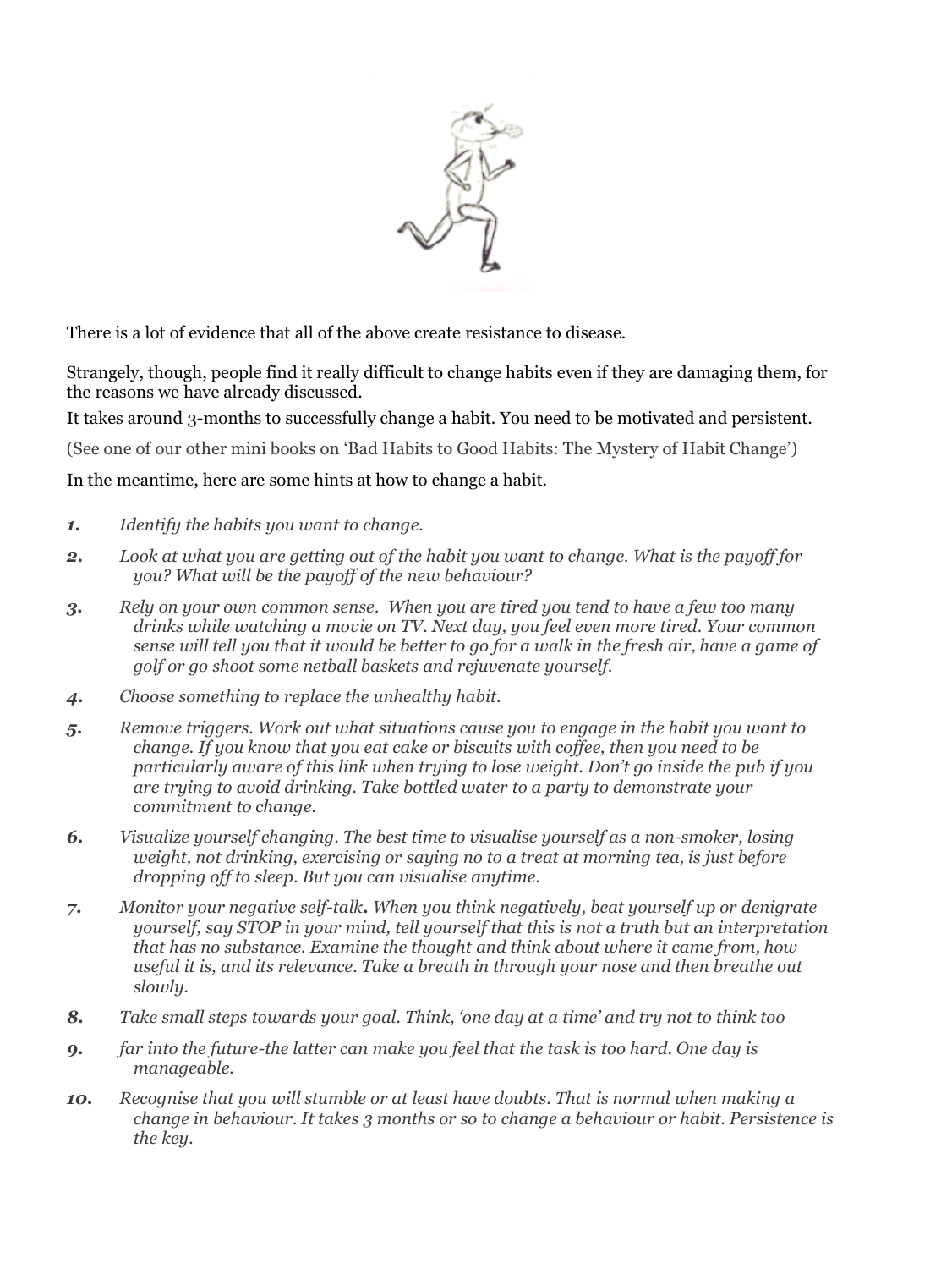There is a lot of evidence that all of the above create resistance to disease.

Strangely, though, people find it really difficult to change habits even if they are damaging them, for the reasons we have already discussed.

It takes around 3-months to successfully change a habit. You need to be motivated and persistent.

(See one of our other mini books on 'Bad Habits to Good Habits: The Mystery of Habit Change')

In the meantime, here are some hints at how to change a habit.

1. *Identify the habits you want to change.*
2. *Look at what you are getting out of the habit you want to change. What is the payoff for you? What will be the payoff of the new behaviour?*
3. *Rely on your own common sense. When you are tired you tend to have a few too many drinks while watching a movie on TV. Next day, you feel even more tired. Your common sense will tell you that it would be better to go for a walk in the fresh air, have a game of golf or go shoot some netball baskets and rejuvenate yourself.*
4. *Choose something to replace the unhealthy habit.*
5. *Remove triggers. Work out what situations cause you to engage in the habit you want to change. If you know that you eat cake or biscuits with coffee, then you need to be particularly aware of this link when trying to lose weight. Don't go inside the pub if you are trying to avoid drinking. Take bottled water to a party to demonstrate your commitment to change.*
6. *Visualize yourself changing. The best time to visualise yourself as a non-smoker, losing weight, not drinking, exercising or saying no to a treat at morning tea, is just before dropping off to sleep. But you can visualise anytime.*
7. *Monitor your negative self-talk. When you think negatively, beat yourself up or denigrate yourself, say STOP in your mind, tell yourself that this is not a truth but an interpretation that has no substance. Examine the thought and think about where it came from, how useful it is, and its relevance. Take a breath in through your nose and then breathe out slowly.*
8. *Take small steps towards your goal. Think, 'one day at a time' and try not to think too*
9. *far into the future-the latter can make you feel that the task is too hard. One day is manageable.*
10. *Recognise that you will stumble or at least have doubts. That is normal when making a change in behaviour. It takes 3 months or so to change a behaviour or habit. Persistence is the key.*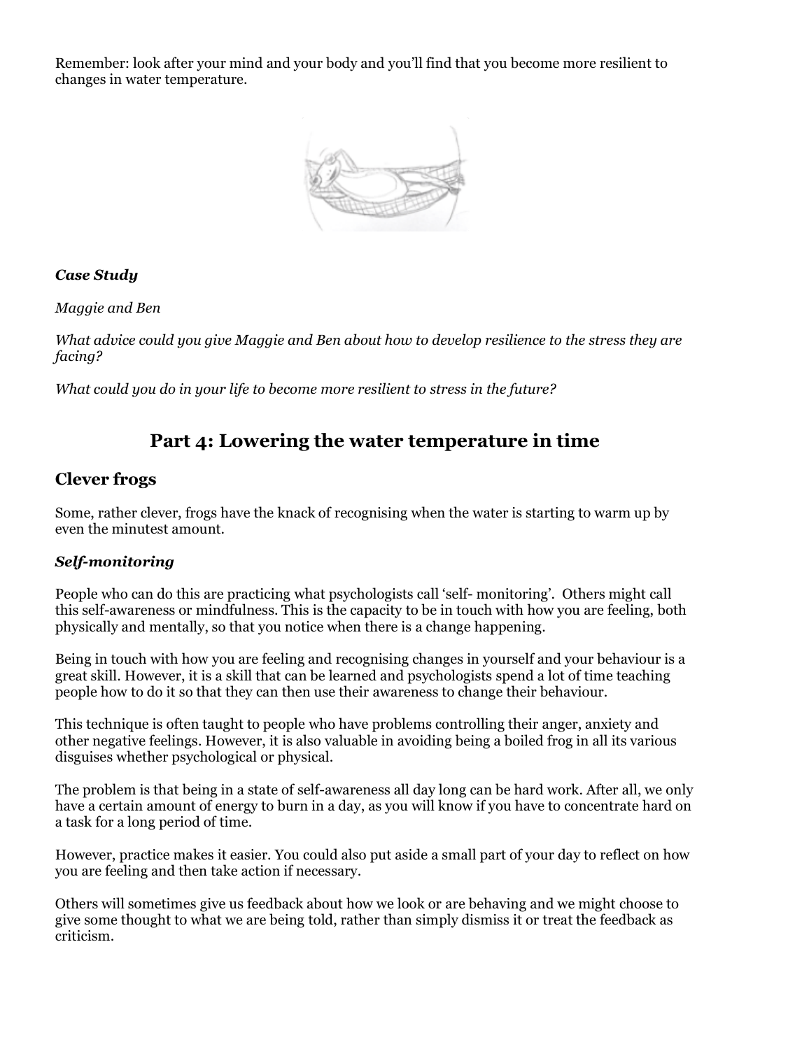Remember: look after your mind and your body and you'll find that you become more resilient to changes in water temperature.

***Case Study***

*Maggie and Ben*

*What advice could you give Maggie and Ben about how to develop resilience to the stress they are facing?*

*What could you do in your life to become more resilient to stress in the future?*

## Part 4: Lowering the water temperature in time

### Clever frogs

Some, rather clever, frogs have the knack of recognising when the water is starting to warm up by even the minutest amount.

#### *Self-monitoring*

People who can do this are practicing what psychologists call 'self- monitoring'. Others might call this self-awareness or mindfulness. This is the capacity to be in touch with how you are feeling, both physically and mentally, so that you notice when there is a change happening.

Being in touch with how you are feeling and recognising changes in yourself and your behaviour is a great skill. However, it is a skill that can be learned and psychologists spend a lot of time teaching people how to do it so that they can then use their awareness to change their behaviour.

This technique is often taught to people who have problems controlling their anger, anxiety and other negative feelings. However, it is also valuable in avoiding being a boiled frog in all its various disguises whether psychological or physical.

The problem is that being in a state of self-awareness all day long can be hard work. After all, we only have a certain amount of energy to burn in a day, as you will know if you have to concentrate hard on a task for a long period of time.

However, practice makes it easier. You could also put aside a small part of your day to reflect on how you are feeling and then take action if necessary.

Others will sometimes give us feedback about how we look or are behaving and we might choose to give some thought to what we are being told, rather than simply dismiss it or treat the feedback as criticism.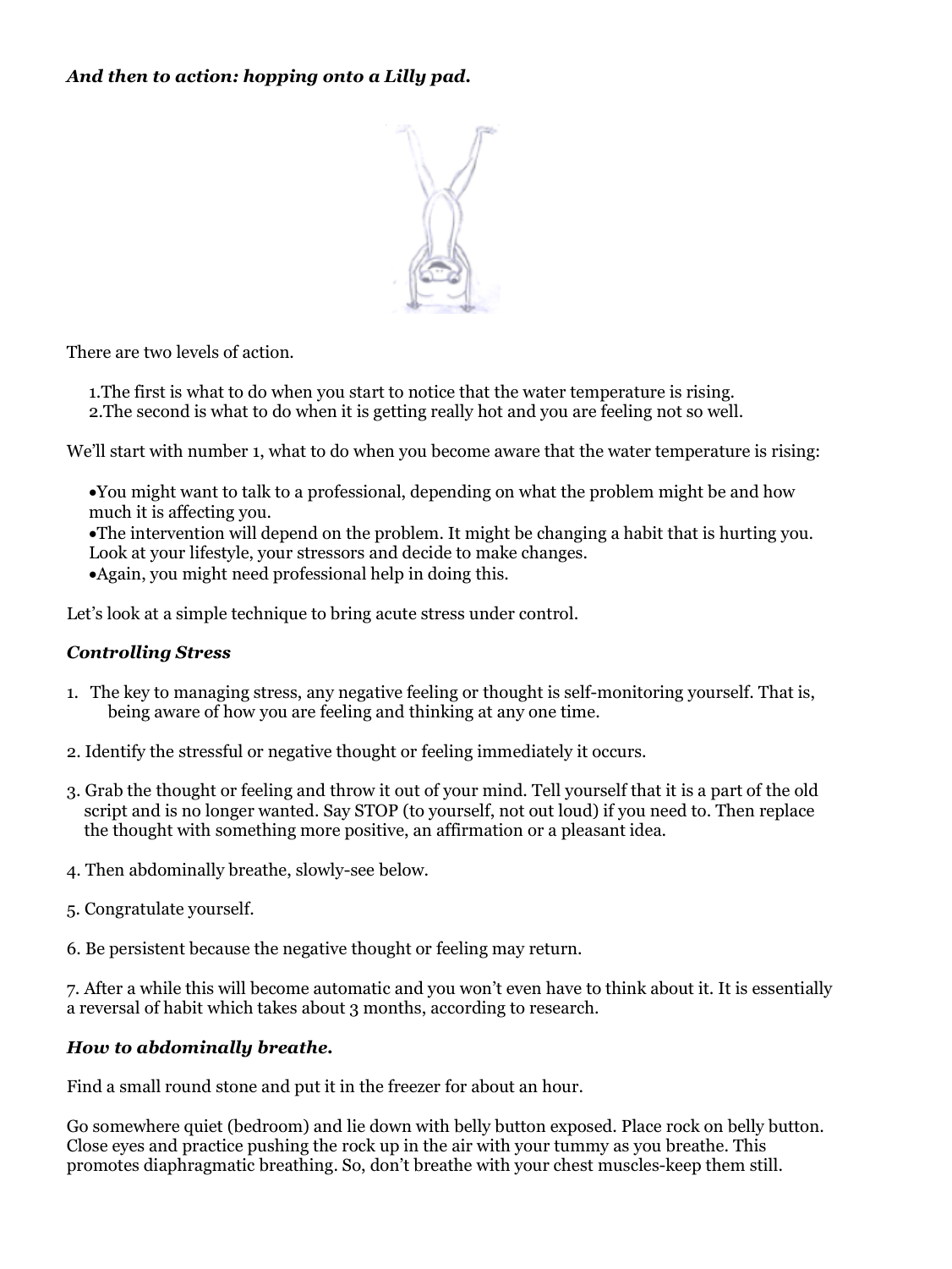***And then to action: hopping onto a Lilly pad.***

There are two levels of action.

1. The first is what to do when you start to notice that the water temperature is rising.
2. The second is what to do when it is getting really hot and you are feeling not so well.

We'll start with number 1, what to do when you become aware that the water temperature is rising:

- You might want to talk to a professional, depending on what the problem might be and how much it is affecting you.
- The intervention will depend on the problem. It might be changing a habit that is hurting you. Look at your lifestyle, your stressors and decide to make changes.
- Again, you might need professional help in doing this.

Let's look at a simple technique to bring acute stress under control.

***Controlling Stress***

1. The key to managing stress, any negative feeling or thought is self-monitoring yourself. That is, being aware of how you are feeling and thinking at any one time.

2. Identify the stressful or negative thought or feeling immediately it occurs.

3. Grab the thought or feeling and throw it out of your mind. Tell yourself that it is a part of the old script and is no longer wanted. Say STOP (to yourself, not out loud) if you need to. Then replace the thought with something more positive, an affirmation or a pleasant idea.

4. Then abdominally breathe, slowly-see below.

5. Congratulate yourself.

6. Be persistent because the negative thought or feeling may return.

7. After a while this will become automatic and you won't even have to think about it. It is essentially a reversal of habit which takes about 3 months, according to research.

***How to abdominally breathe.***

Find a small round stone and put it in the freezer for about an hour.

Go somewhere quiet (bedroom) and lie down with belly button exposed. Place rock on belly button. Close eyes and practice pushing the rock up in the air with your tummy as you breathe. This promotes diaphragmatic breathing. So, don't breathe with your chest muscles-keep them still.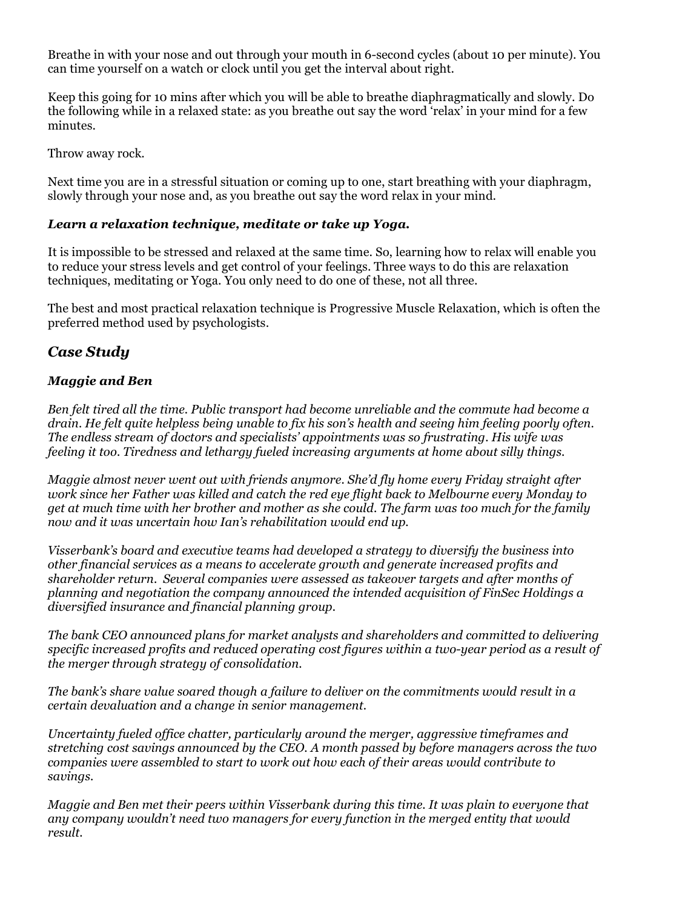Breathe in with your nose and out through your mouth in 6-second cycles (about 10 per minute). You can time yourself on a watch or clock until you get the interval about right.

Keep this going for 10 mins after which you will be able to breathe diaphragmatically and slowly. Do the following while in a relaxed state: as you breathe out say the word 'relax' in your mind for a few minutes.

Throw away rock.

Next time you are in a stressful situation or coming up to one, start breathing with your diaphragm, slowly through your nose and, as you breathe out say the word relax in your mind.

***Learn a relaxation technique, meditate or take up Yoga.***

It is impossible to be stressed and relaxed at the same time. So, learning how to relax will enable you to reduce your stress levels and get control of your feelings. Three ways to do this are relaxation techniques, meditating or Yoga. You only need to do one of these, not all three.

The best and most practical relaxation technique is Progressive Muscle Relaxation, which is often the preferred method used by psychologists.

## *Case Study*

### *Maggie and Ben*

*Ben felt tired all the time. Public transport had become unreliable and the commute had become a drain. He felt quite helpless being unable to fix his son's health and seeing him feeling poorly often. The endless stream of doctors and specialists' appointments was so frustrating. His wife was feeling it too. Tiredness and lethargy fueled increasing arguments at home about silly things.*

*Maggie almost never went out with friends anymore. She'd fly home every Friday straight after work since her Father was killed and catch the red eye flight back to Melbourne every Monday to get at much time with her brother and mother as she could. The farm was too much for the family now and it was uncertain how Ian's rehabilitation would end up.*

*Visserbank's board and executive teams had developed a strategy to diversify the business into other financial services as a means to accelerate growth and generate increased profits and shareholder return. Several companies were assessed as takeover targets and after months of planning and negotiation the company announced the intended acquisition of FinSec Holdings a diversified insurance and financial planning group.*

*The bank CEO announced plans for market analysts and shareholders and committed to delivering specific increased profits and reduced operating cost figures within a two-year period as a result of the merger through strategy of consolidation.*

*The bank's share value soared though a failure to deliver on the commitments would result in a certain devaluation and a change in senior management.*

*Uncertainty fueled office chatter, particularly around the merger, aggressive timeframes and stretching cost savings announced by the CEO. A month passed by before managers across the two companies were assembled to start to work out how each of their areas would contribute to savings.*

*Maggie and Ben met their peers within Visserbank during this time. It was plain to everyone that any company wouldn't need two managers for every function in the merged entity that would result.*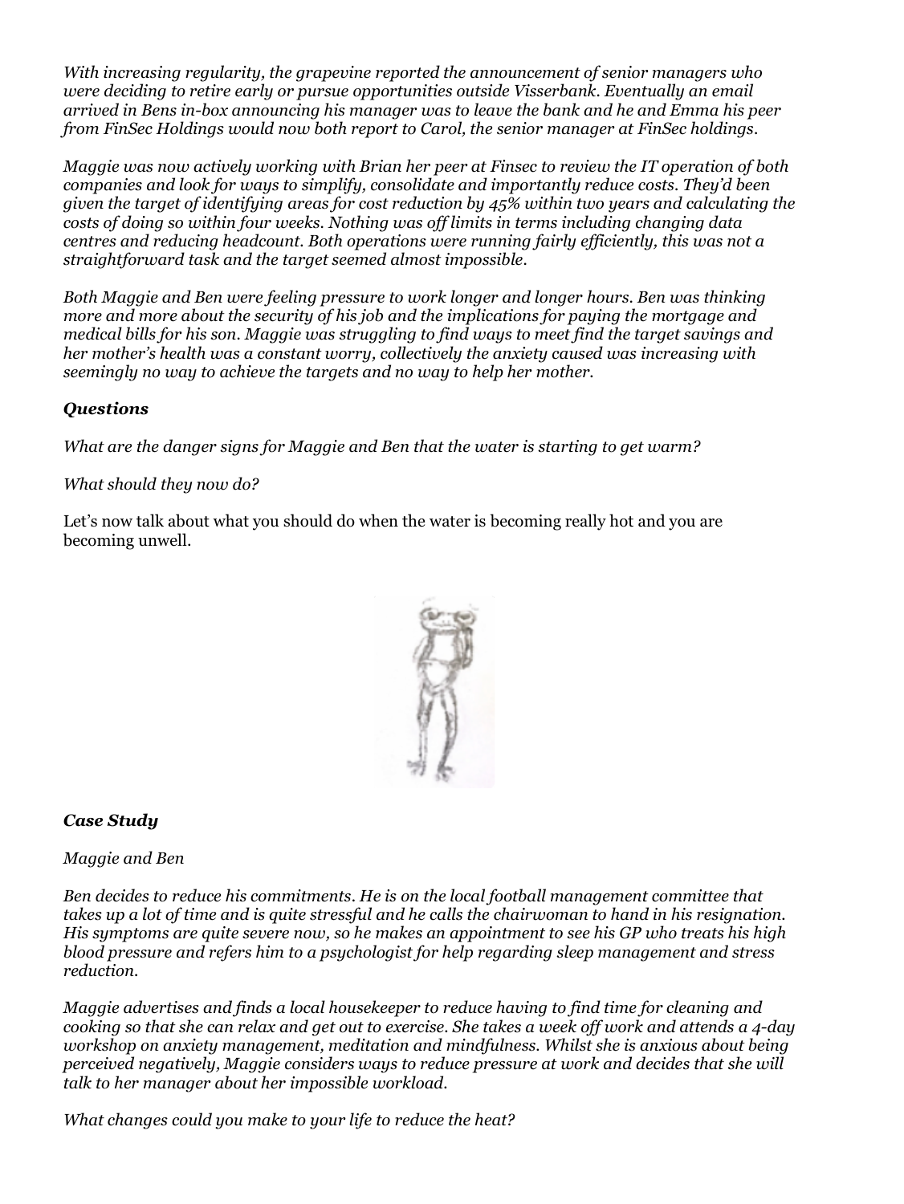*With increasing regularity, the grapevine reported the announcement of senior managers who were deciding to retire early or pursue opportunities outside Visserbank. Eventually an email arrived in Bens in-box announcing his manager was to leave the bank and he and Emma his peer from FinSec Holdings would now both report to Carol, the senior manager at FinSec holdings.*

*Maggie was now actively working with Brian her peer at Finsec to review the IT operation of both companies and look for ways to simplify, consolidate and importantly reduce costs. They'd been given the target of identifying areas for cost reduction by 45% within two years and calculating the costs of doing so within four weeks. Nothing was off limits in terms including changing data centres and reducing headcount. Both operations were running fairly efficiently, this was not a straightforward task and the target seemed almost impossible.*

*Both Maggie and Ben were feeling pressure to work longer and longer hours. Ben was thinking more and more about the security of his job and the implications for paying the mortgage and medical bills for his son. Maggie was struggling to find ways to meet find the target savings and her mother's health was a constant worry, collectively the anxiety caused was increasing with seemingly no way to achieve the targets and no way to help her mother.*

***Questions***

*What are the danger signs for Maggie and Ben that the water is starting to get warm?*

*What should they now do?*

Let's now talk about what you should do when the water is becoming really hot and you are becoming unwell.

***Case Study***

*Maggie and Ben*

*Ben decides to reduce his commitments. He is on the local football management committee that takes up a lot of time and is quite stressful and he calls the chairwoman to hand in his resignation. His symptoms are quite severe now, so he makes an appointment to see his GP who treats his high blood pressure and refers him to a psychologist for help regarding sleep management and stress reduction.*

*Maggie advertises and finds a local housekeeper to reduce having to find time for cleaning and cooking so that she can relax and get out to exercise. She takes a week off work and attends a 4-day workshop on anxiety management, meditation and mindfulness. Whilst she is anxious about being perceived negatively, Maggie considers ways to reduce pressure at work and decides that she will talk to her manager about her impossible workload.*

*What changes could you make to your life to reduce the heat?*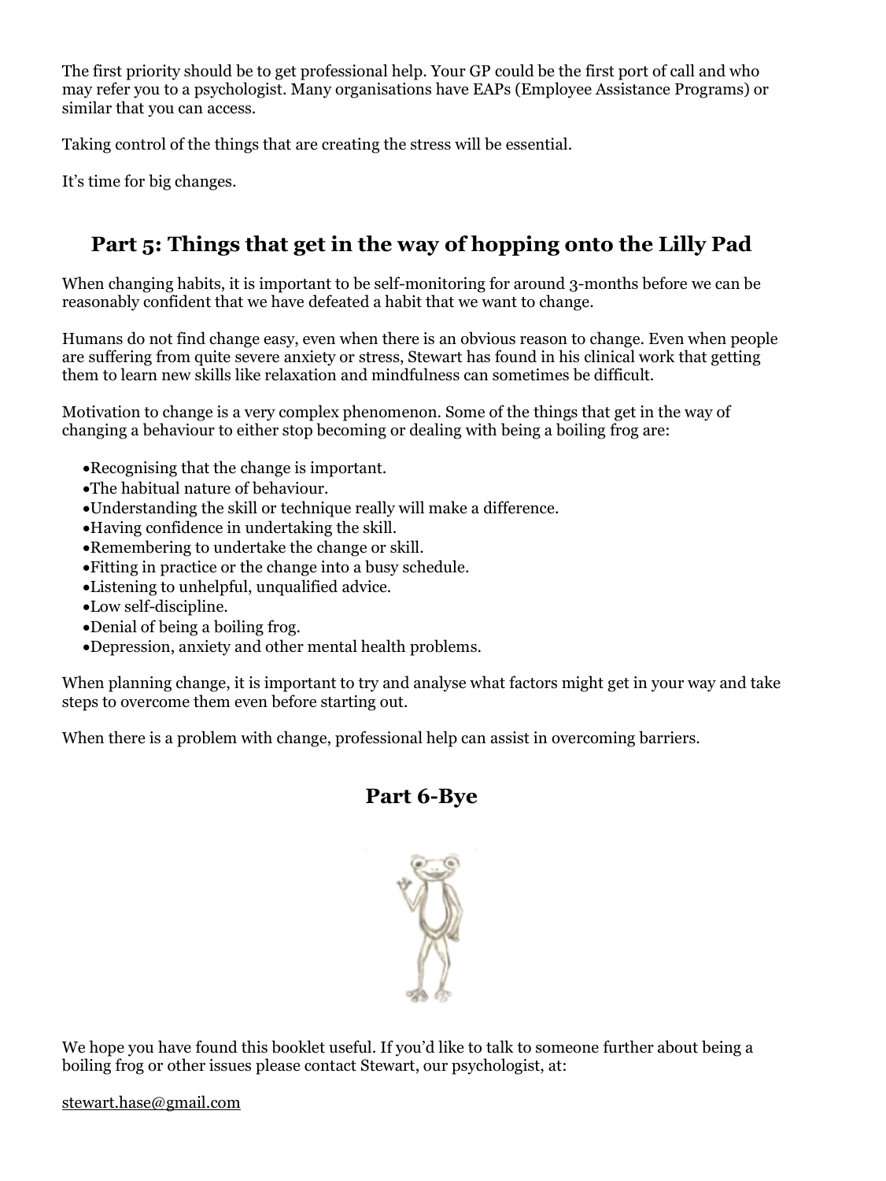The first priority should be to get professional help. Your GP could be the first port of call and who may refer you to a psychologist. Many organisations have EAPs (Employee Assistance Programs) or similar that you can access.

Taking control of the things that are creating the stress will be essential.

It's time for big changes.

## Part 5: Things that get in the way of hopping onto the Lilly Pad

When changing habits, it is important to be self-monitoring for around 3-months before we can be reasonably confident that we have defeated a habit that we want to change.

Humans do not find change easy, even when there is an obvious reason to change. Even when people are suffering from quite severe anxiety or stress, Stewart has found in his clinical work that getting them to learn new skills like relaxation and mindfulness can sometimes be difficult.

Motivation to change is a very complex phenomenon. Some of the things that get in the way of changing a behaviour to either stop becoming or dealing with being a boiling frog are:

- Recognising that the change is important.
- The habitual nature of behaviour.
- Understanding the skill or technique really will make a difference.
- Having confidence in undertaking the skill.
- Remembering to undertake the change or skill.
- Fitting in practice or the change into a busy schedule.
- Listening to unhelpful, unqualified advice.
- Low self-discipline.
- Denial of being a boiling frog.
- Depression, anxiety and other mental health problems.

When planning change, it is important to try and analyse what factors might get in your way and take steps to overcome them even before starting out.

When there is a problem with change, professional help can assist in overcoming barriers.

## Part 6-Bye

We hope you have found this booklet useful. If you'd like to talk to someone further about being a boiling frog or other issues please contact Stewart, our psychologist, at:

stewart.hase@gmail.com